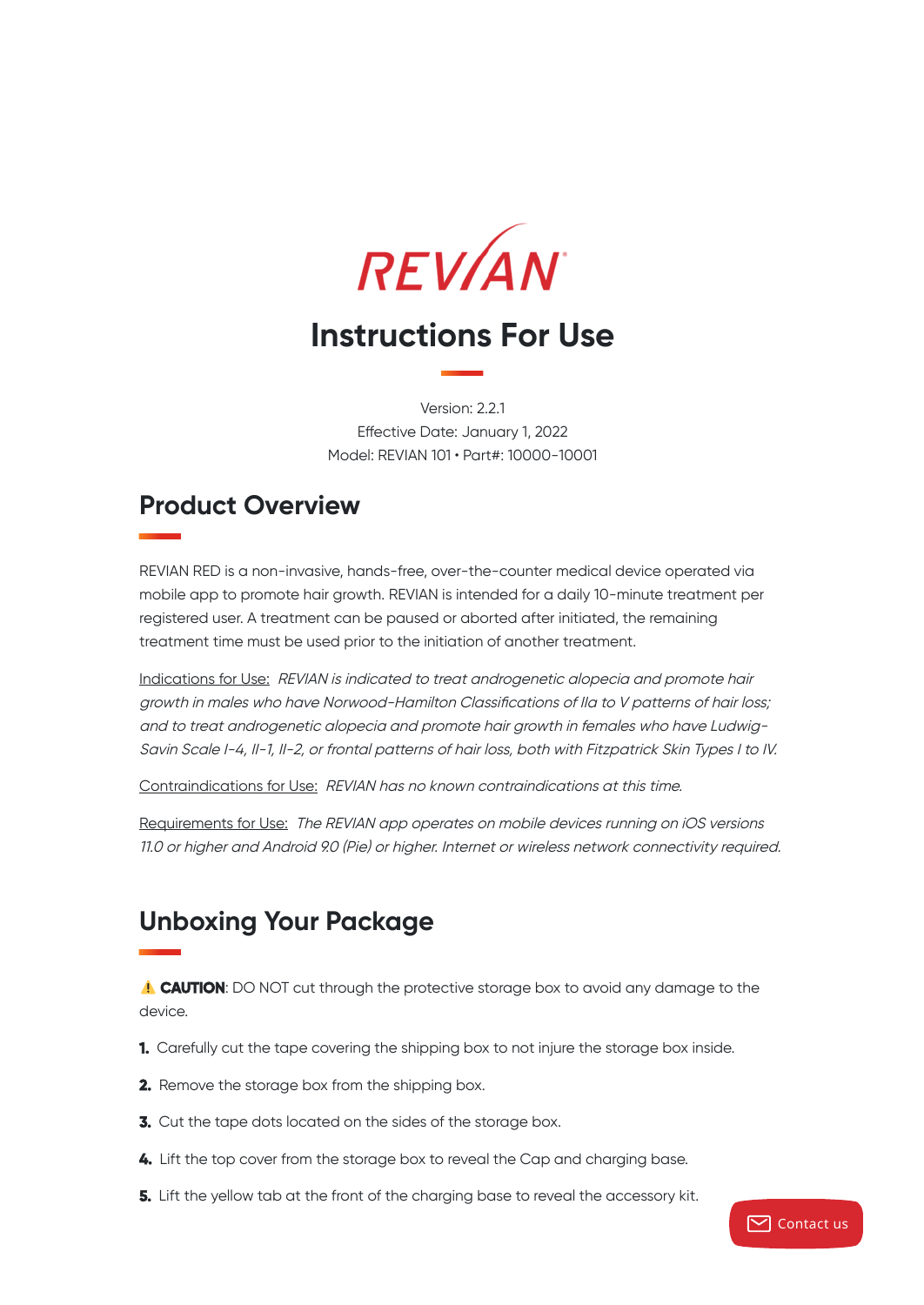# REVIAN

# Instructions For Use

Version: 2.2.1
Effective Date: January 1, 2022
Model: REVIAN 101 • Part#: 10000-10001

## Product Overview

REVIAN RED is a non-invasive, hands-free, over-the-counter medical device operated via mobile app to promote hair growth. REVIAN is intended for a daily 10-minute treatment per registered user. A treatment can be paused or aborted after initiated, the remaining treatment time must be used prior to the initiation of another treatment.

Indications for Use: *REVIAN is indicated to treat androgenetic alopecia and promote hair growth in males who have Norwood-Hamilton Classifications of IIa to V patterns of hair loss; and to treat androgenetic alopecia and promote hair growth in females who have Ludwig-Savin Scale I-4, II-1, II-2, or frontal patterns of hair loss, both with Fitzpatrick Skin Types I to IV.*

Contraindications for Use: *REVIAN has no known contraindications at this time.*

Requirements for Use: *The REVIAN app operates on mobile devices running on iOS versions 11.0 or higher and Android 9.0 (Pie) or higher. Internet or wireless network connectivity required.*

## Unboxing Your Package

⚠ **CAUTION**: DO NOT cut through the protective storage box to avoid any damage to the device.

1. Carefully cut the tape covering the shipping box to not injure the storage box inside.
2. Remove the storage box from the shipping box.
3. Cut the tape dots located on the sides of the storage box.
4. Lift the top cover from the storage box to reveal the Cap and charging base.
5. Lift the yellow tab at the front of the charging base to reveal the accessory kit.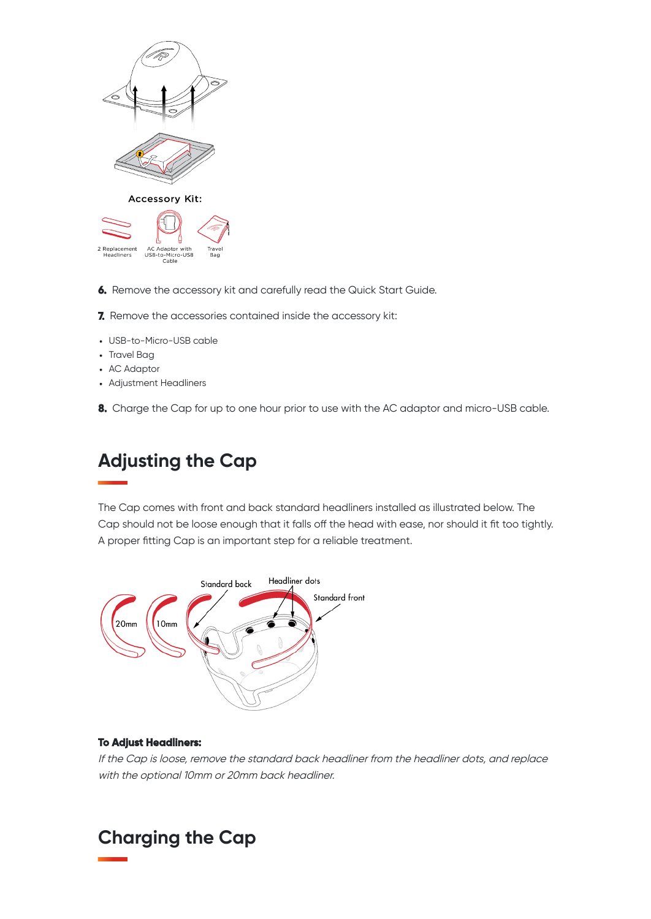Accessory Kit:

2 Replacement Headliners

AC Adaptor with USB-to-Micro-USB Cable

Travel Bag

**6.** Remove the accessory kit and carefully read the Quick Start Guide.

**7.** Remove the accessories contained inside the accessory kit:

- USB-to-Micro-USB cable
- Travel Bag
- AC Adaptor
- Adjustment Headliners

**8.** Charge the Cap for up to one hour prior to use with the AC adaptor and micro-USB cable.

## Adjusting the Cap

The Cap comes with front and back standard headliners installed as illustrated below. The Cap should not be loose enough that it falls off the head with ease, nor should it fit too tightly. A proper fitting Cap is an important step for a reliable treatment.

Standard back

Headliner dots

Standard front

20mm

10mm

**To Adjust Headliners:**

*If the Cap is loose, remove the standard back headliner from the headliner dots, and replace with the optional 10mm or 20mm back headliner.*

## Charging the Cap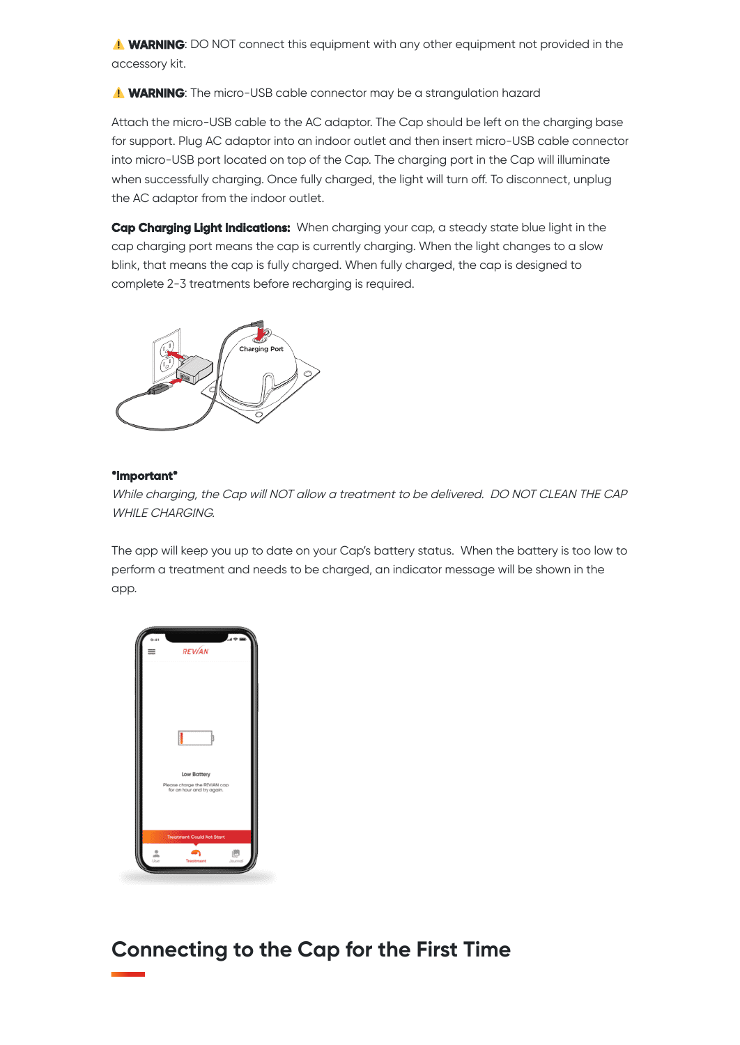⚠️ **WARNING**: DO NOT connect this equipment with any other equipment not provided in the accessory kit.

⚠️ **WARNING**: The micro-USB cable connector may be a strangulation hazard

Attach the micro-USB cable to the AC adaptor. The Cap should be left on the charging base for support. Plug AC adaptor into an indoor outlet and then insert micro-USB cable connector into micro-USB port located on top of the Cap. The charging port in the Cap will illuminate when successfully charging. Once fully charged, the light will turn off. To disconnect, unplug the AC adaptor from the indoor outlet.

**Cap Charging Light Indications:** When charging your cap, a steady state blue light in the cap charging port means the cap is currently charging. When the light changes to a slow blink, that means the cap is fully charged. When fully charged, the cap is designed to complete 2-3 treatments before recharging is required.

**\*Important\***

*While charging, the Cap will NOT allow a treatment to be delivered. DO NOT CLEAN THE CAP WHILE CHARGING.*

The app will keep you up to date on your Cap's battery status. When the battery is too low to perform a treatment and needs to be charged, an indicator message will be shown in the app.

## Connecting to the Cap for the First Time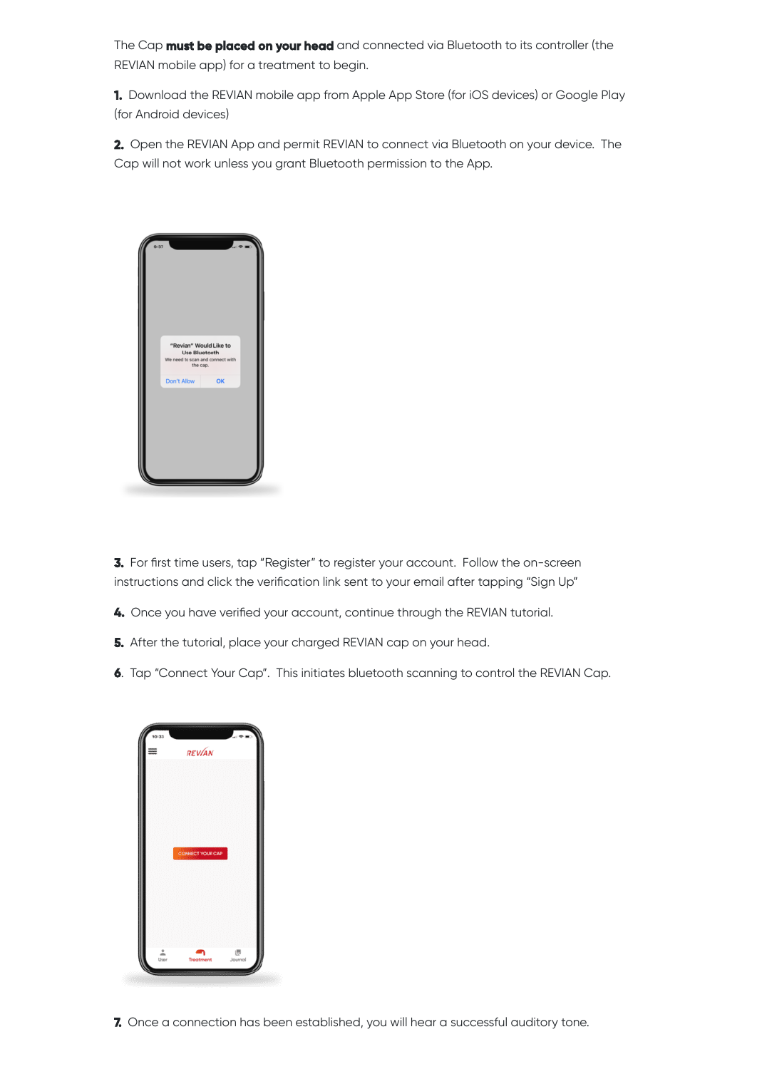The Cap **must be placed on your head** and connected via Bluetooth to its controller (the REVIAN mobile app) for a treatment to begin.

**1.** Download the REVIAN mobile app from Apple App Store (for iOS devices) or Google Play (for Android devices)

**2.** Open the REVIAN App and permit REVIAN to connect via Bluetooth on your device. The Cap will not work unless you grant Bluetooth permission to the App.

**3.** For first time users, tap "Register" to register your account. Follow the on-screen instructions and click the verification link sent to your email after tapping "Sign Up"

**4.** Once you have verified your account, continue through the REVIAN tutorial.

**5.** After the tutorial, place your charged REVIAN cap on your head.

**6.** Tap "Connect Your Cap". This initiates bluetooth scanning to control the REVIAN Cap.

**7.** Once a connection has been established, you will hear a successful auditory tone.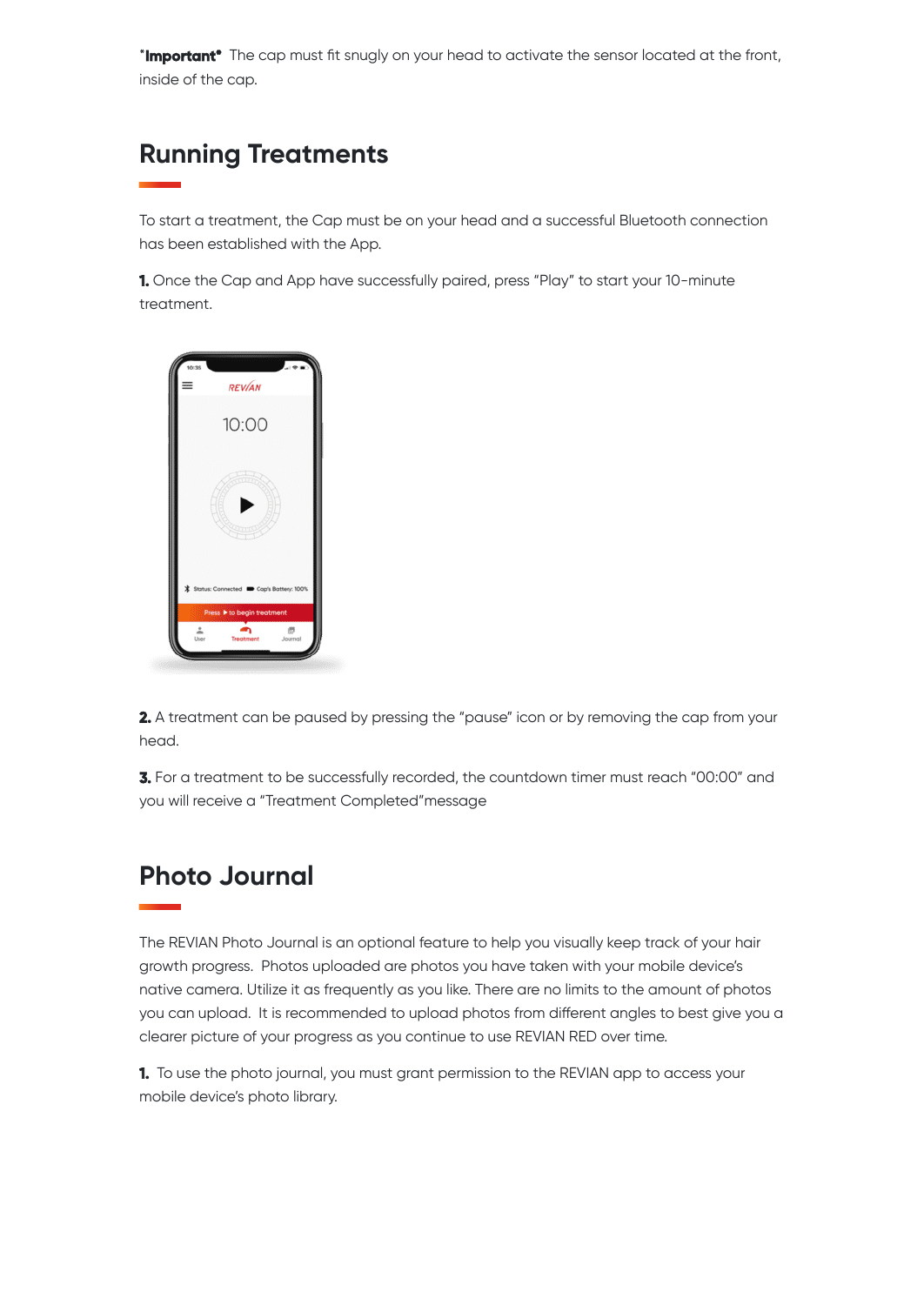***Important*** The cap must fit snugly on your head to activate the sensor located at the front, inside of the cap.

## Running Treatments

To start a treatment, the Cap must be on your head and a successful Bluetooth connection has been established with the App.

**1.** Once the Cap and App have successfully paired, press "Play" to start your 10-minute treatment.

**2.** A treatment can be paused by pressing the "pause" icon or by removing the cap from your head.

**3.** For a treatment to be successfully recorded, the countdown timer must reach "00:00" and you will receive a "Treatment Completed"message

## Photo Journal

The REVIAN Photo Journal is an optional feature to help you visually keep track of your hair growth progress. Photos uploaded are photos you have taken with your mobile device's native camera. Utilize it as frequently as you like. There are no limits to the amount of photos you can upload. It is recommended to upload photos from different angles to best give you a clearer picture of your progress as you continue to use REVIAN RED over time.

**1.** To use the photo journal, you must grant permission to the REVIAN app to access your mobile device's photo library.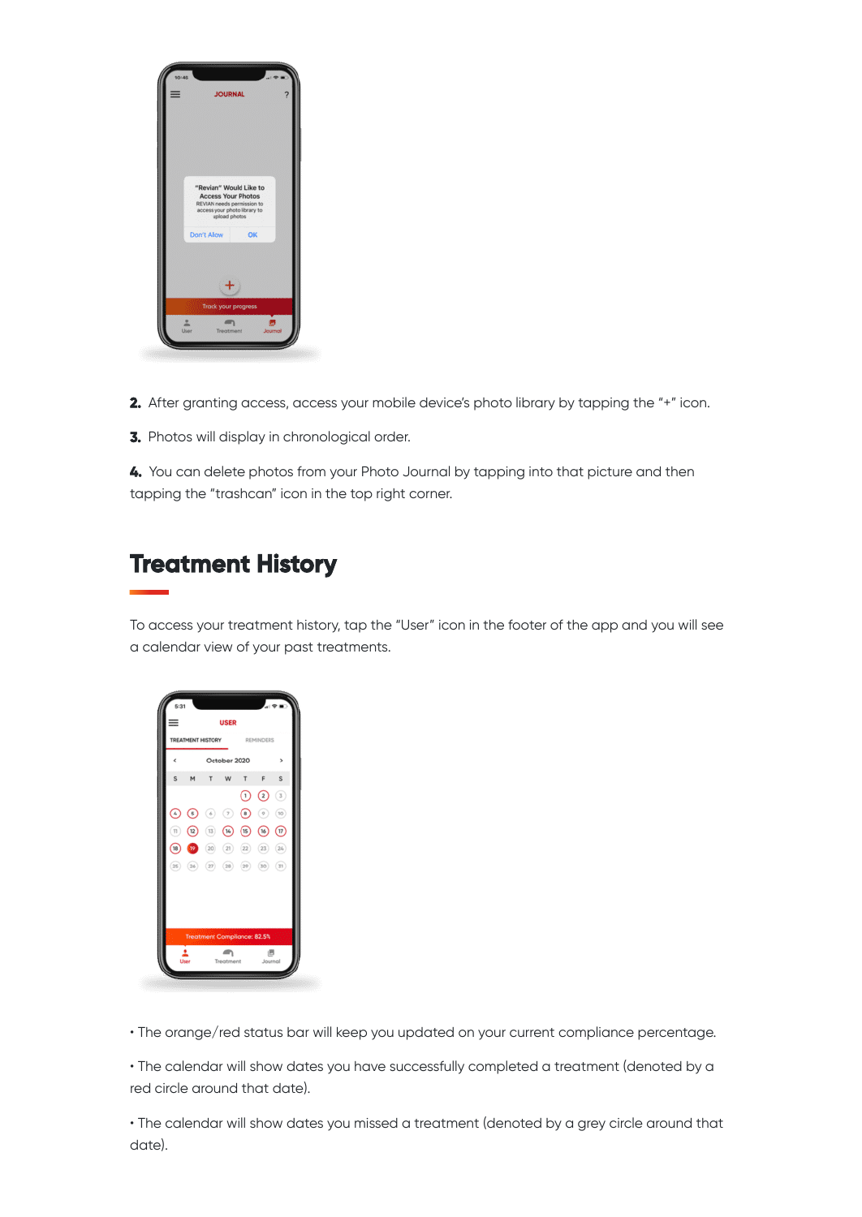2. After granting access, access your mobile device's photo library by tapping the "+" icon.

3. Photos will display in chronological order.

4. You can delete photos from your Photo Journal by tapping into that picture and then tapping the "trashcan" icon in the top right corner.

## Treatment History

To access your treatment history, tap the "User" icon in the footer of the app and you will see a calendar view of your past treatments.

• The orange/red status bar will keep you updated on your current compliance percentage.

• The calendar will show dates you have successfully completed a treatment (denoted by a red circle around that date).

• The calendar will show dates you missed a treatment (denoted by a grey circle around that date).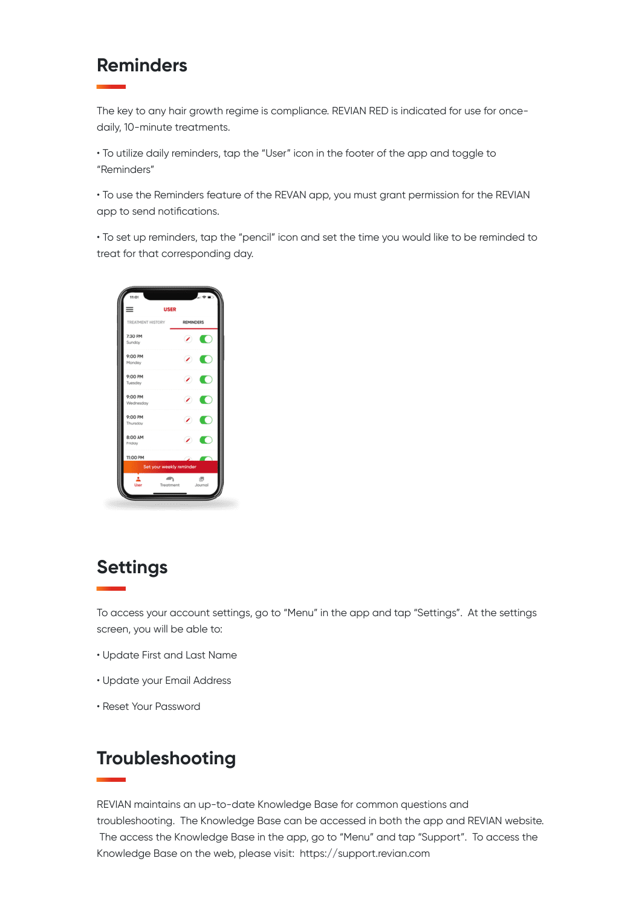## Reminders

The key to any hair growth regime is compliance. REVIAN RED is indicated for use for once-daily, 10-minute treatments.

• To utilize daily reminders, tap the "User" icon in the footer of the app and toggle to "Reminders"

• To use the Reminders feature of the REVAN app, you must grant permission for the REVIAN app to send notifications.

• To set up reminders, tap the "pencil" icon and set the time you would like to be reminded to treat for that corresponding day.

## Settings

To access your account settings, go to "Menu" in the app and tap "Settings". At the settings screen, you will be able to:

• Update First and Last Name

• Update your Email Address

• Reset Your Password

## Troubleshooting

REVIAN maintains an up-to-date Knowledge Base for common questions and troubleshooting. The Knowledge Base can be accessed in both the app and REVIAN website. The access the Knowledge Base in the app, go to "Menu" and tap "Support". To access the Knowledge Base on the web, please visit: https://support.revian.com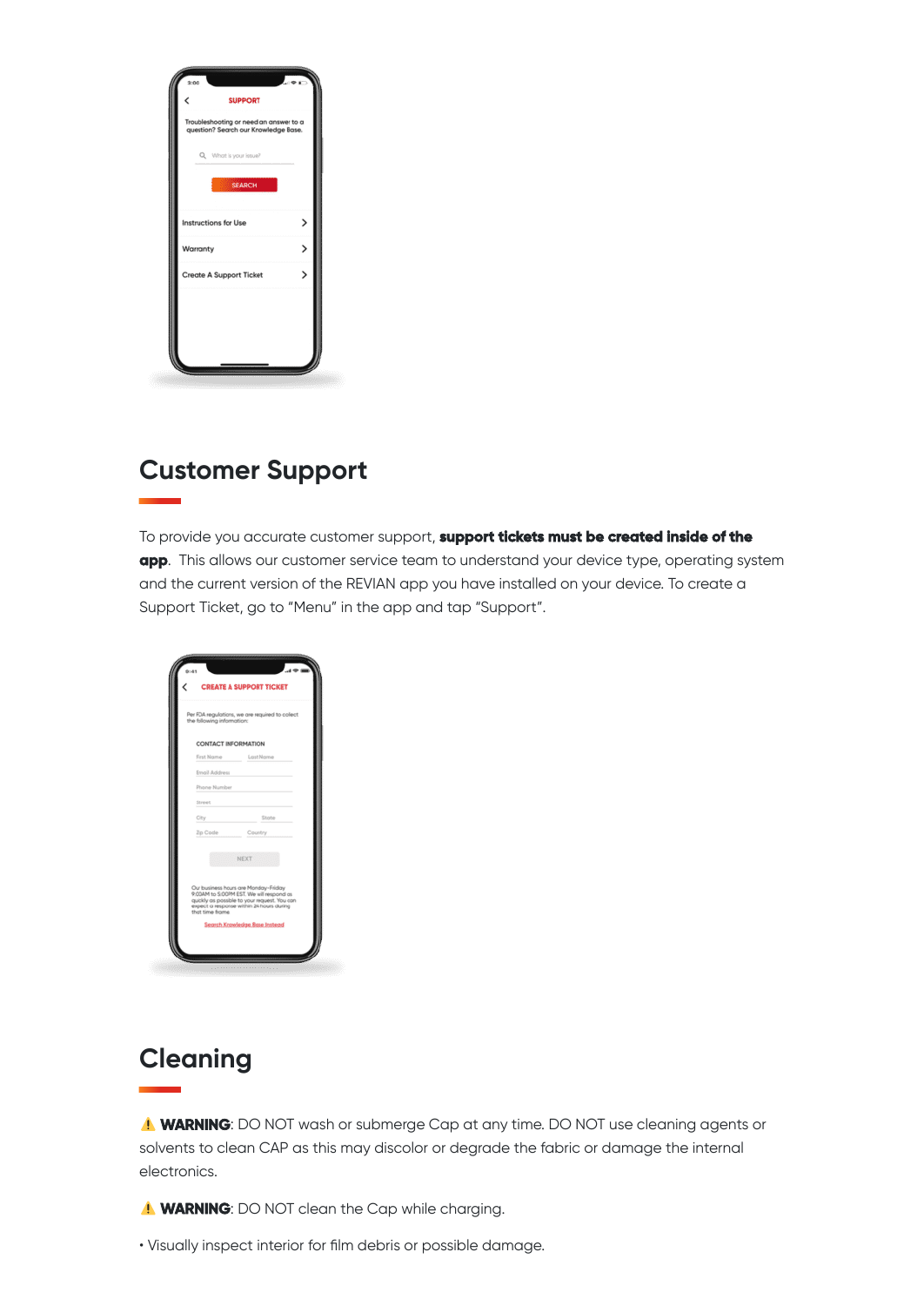## Customer Support

To provide you accurate customer support, **support tickets must be created inside of the app**. This allows our customer service team to understand your device type, operating system and the current version of the REVIAN app you have installed on your device. To create a Support Ticket, go to "Menu" in the app and tap "Support".

## Cleaning

⚠️ **WARNING**: DO NOT wash or submerge Cap at any time. DO NOT use cleaning agents or solvents to clean CAP as this may discolor or degrade the fabric or damage the internal electronics.

⚠️ **WARNING**: DO NOT clean the Cap while charging.

• Visually inspect interior for film debris or possible damage.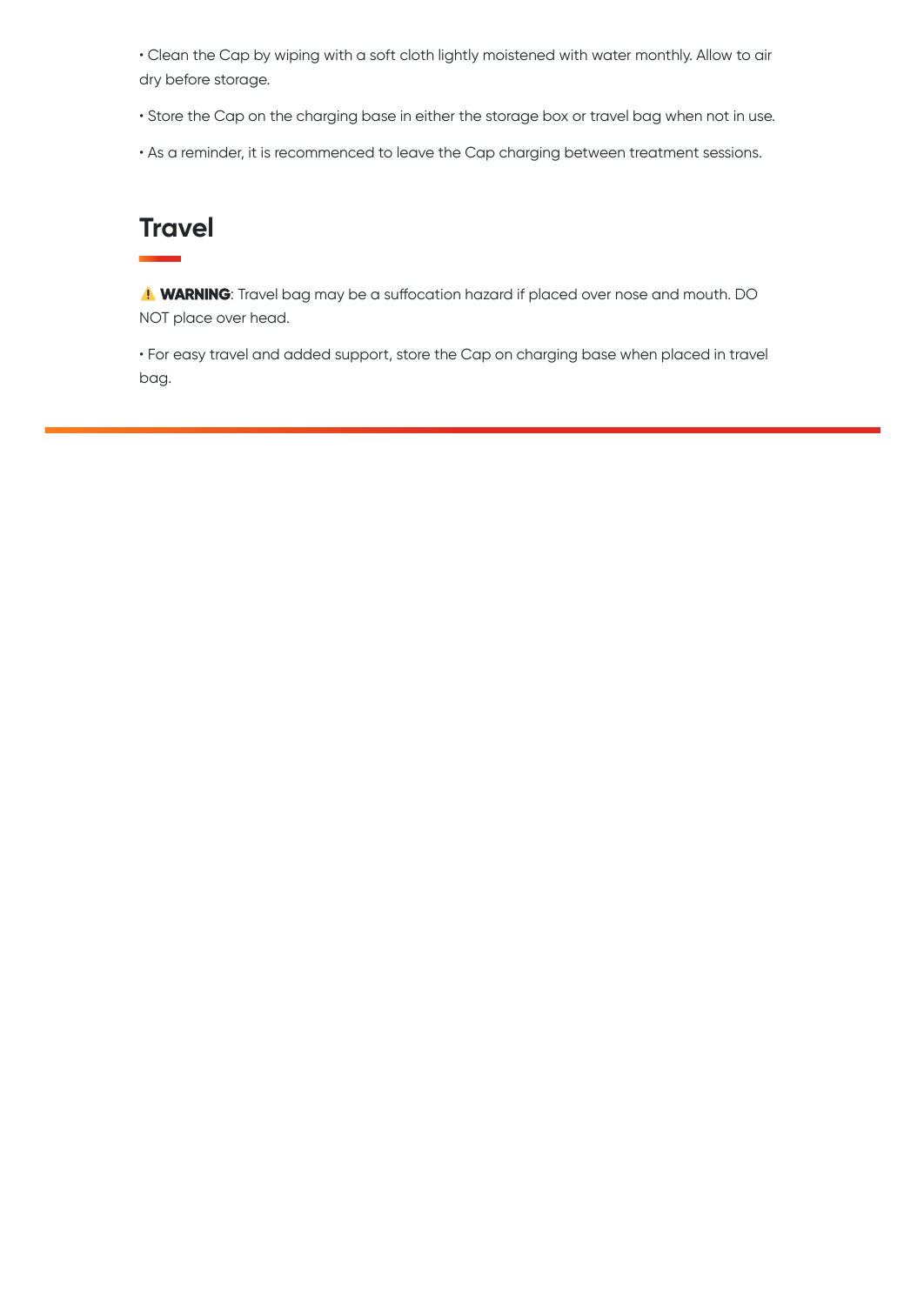• Clean the Cap by wiping with a soft cloth lightly moistened with water monthly. Allow to air dry before storage.

• Store the Cap on the charging base in either the storage box or travel bag when not in use.

• As a reminder, it is recommenced to leave the Cap charging between treatment sessions.

## Travel

⚠️ **WARNING**: Travel bag may be a suffocation hazard if placed over nose and mouth. DO NOT place over head.

• For easy travel and added support, store the Cap on charging base when placed in travel bag.